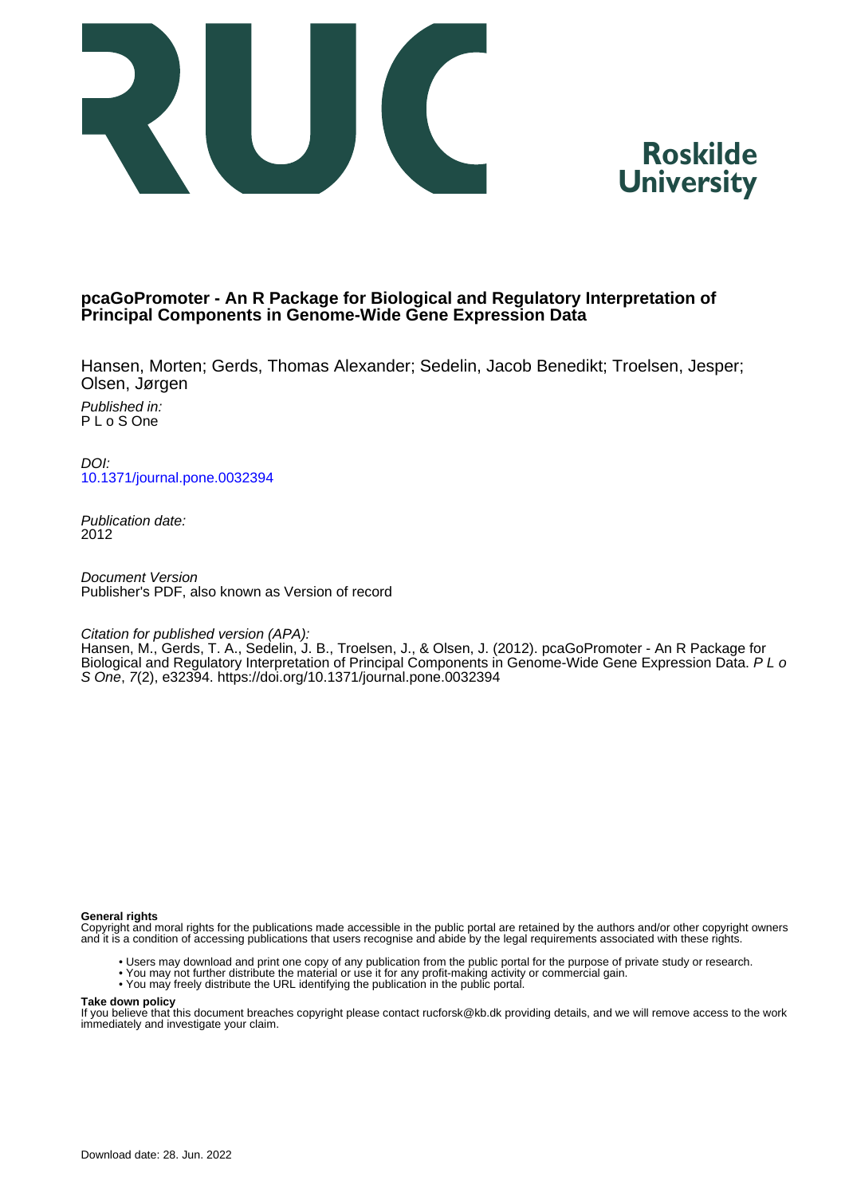# pcaGoPromoter - An R Package for Biological and Regulatory Interpretation of Principal Components in Genome-Wide Gene Expression Data

Hansen, Morten; Gerds, Thomas Alexander; Sedelin, Jacob Benedikt; Troelsen, Jesper; Olsen, Jørgen

*Published in:*
P L o S One

*DOI:*
10.1371/journal.pone.0032394

*Publication date:*
2012

*Document Version*
Publisher's PDF, also known as Version of record

*Citation for published version (APA):*
Hansen, M., Gerds, T. A., Sedelin, J. B., Troelsen, J., & Olsen, J. (2012). pcaGoPromoter - An R Package for Biological and Regulatory Interpretation of Principal Components in Genome-Wide Gene Expression Data. *P L o S One*, *7*(2), e32394. https://doi.org/10.1371/journal.pone.0032394

**General rights**
Copyright and moral rights for the publications made accessible in the public portal are retained by the authors and/or other copyright owners and it is a condition of accessing publications that users recognise and abide by the legal requirements associated with these rights.

- Users may download and print one copy of any publication from the public portal for the purpose of private study or research.
- You may not further distribute the material or use it for any profit-making activity or commercial gain.
- You may freely distribute the URL identifying the publication in the public portal.

**Take down policy**
If you believe that this document breaches copyright please contact rucforsk@kb.dk providing details, and we will remove access to the work immediately and investigate your claim.

Download date: 28. Jun. 2022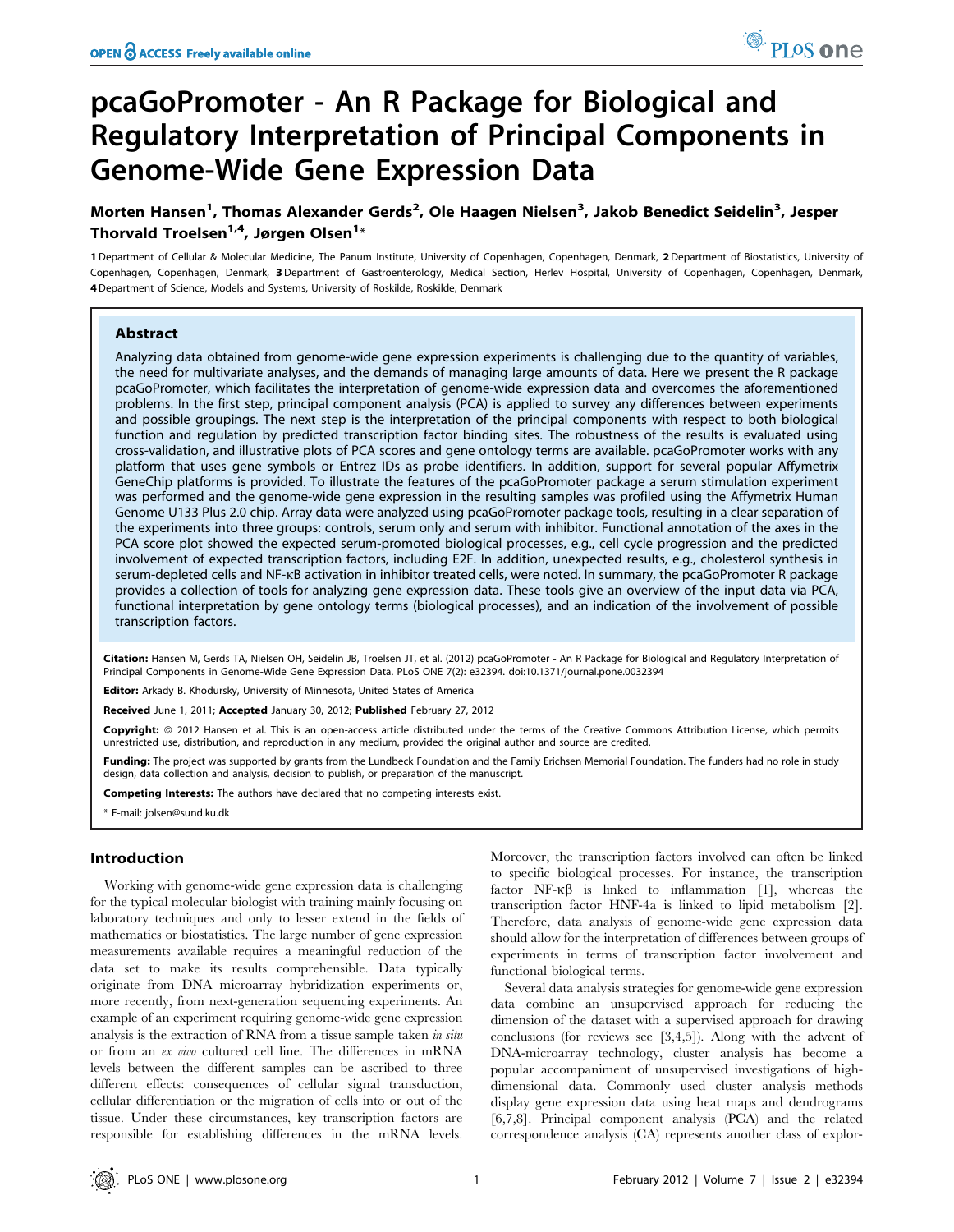# pcaGoPromoter - An R Package for Biological and Regulatory Interpretation of Principal Components in Genome-Wide Gene Expression Data

**Morten Hansen[1], Thomas Alexander Gerds[2], Ole Haagen Nielsen[3], Jakob Benedict Seidelin[3], Jesper Thorvald Troelsen[1,4], Jørgen Olsen[1]***

**1** Department of Cellular & Molecular Medicine, The Panum Institute, University of Copenhagen, Copenhagen, Denmark, **2** Department of Biostatistics, University of Copenhagen, Copenhagen, Denmark, **3** Department of Gastroenterology, Medical Section, Herlev Hospital, University of Copenhagen, Copenhagen, Denmark, **4** Department of Science, Models and Systems, University of Roskilde, Roskilde, Denmark

## Abstract

Analyzing data obtained from genome-wide gene expression experiments is challenging due to the quantity of variables, the need for multivariate analyses, and the demands of managing large amounts of data. Here we present the R package pcaGoPromoter, which facilitates the interpretation of genome-wide expression data and overcomes the aforementioned problems. In the first step, principal component analysis (PCA) is applied to survey any differences between experiments and possible groupings. The next step is the interpretation of the principal components with respect to both biological function and regulation by predicted transcription factor binding sites. The robustness of the results is evaluated using cross-validation, and illustrative plots of PCA scores and gene ontology terms are available. pcaGoPromoter works with any platform that uses gene symbols or Entrez IDs as probe identifiers. In addition, support for several popular Affymetrix GeneChip platforms is provided. To illustrate the features of the pcaGoPromoter package a serum stimulation experiment was performed and the genome-wide gene expression in the resulting samples was profiled using the Affymetrix Human Genome U133 Plus 2.0 chip. Array data were analyzed using pcaGoPromoter package tools, resulting in a clear separation of the experiments into three groups: controls, serum only and serum with inhibitor. Functional annotation of the axes in the PCA score plot showed the expected serum-promoted biological processes, e.g., cell cycle progression and the predicted involvement of expected transcription factors, including E2F. In addition, unexpected results, e.g., cholesterol synthesis in serum-depleted cells and NF-κB activation in inhibitor treated cells, were noted. In summary, the pcaGoPromoter R package provides a collection of tools for analyzing gene expression data. These tools give an overview of the input data via PCA, functional interpretation by gene ontology terms (biological processes), and an indication of the involvement of possible transcription factors.

**Citation:** Hansen M, Gerds TA, Nielsen OH, Seidelin JB, Troelsen JT, et al. (2012) pcaGoPromoter - An R Package for Biological and Regulatory Interpretation of Principal Components in Genome-Wide Gene Expression Data. PLoS ONE 7(2): e32394. doi:10.1371/journal.pone.0032394

**Editor:** Arkady B. Khodursky, University of Minnesota, United States of America

**Received** June 1, 2011; **Accepted** January 30, 2012; **Published** February 27, 2012

**Copyright:** © 2012 Hansen et al. This is an open-access article distributed under the terms of the Creative Commons Attribution License, which permits unrestricted use, distribution, and reproduction in any medium, provided the original author and source are credited.

**Funding:** The project was supported by grants from the Lundbeck Foundation and the Family Erichsen Memorial Foundation. The funders had no role in study design, data collection and analysis, decision to publish, or preparation of the manuscript.

**Competing Interests:** The authors have declared that no competing interests exist.

\* E-mail: jolsen@sund.ku.dk

## Introduction

Working with genome-wide gene expression data is challenging for the typical molecular biologist with training mainly focusing on laboratory techniques and only to lesser extend in the fields of mathematics or biostatistics. The large number of gene expression measurements available requires a meaningful reduction of the data set to make its results comprehensible. Data typically originate from DNA microarray hybridization experiments or, more recently, from next-generation sequencing experiments. An example of an experiment requiring genome-wide gene expression analysis is the extraction of RNA from a tissue sample taken *in situ* or from an *ex vivo* cultured cell line. The differences in mRNA levels between the different samples can be ascribed to three different effects: consequences of cellular signal transduction, cellular differentiation or the migration of cells into or out of the tissue. Under these circumstances, key transcription factors are responsible for establishing differences in the mRNA levels. Moreover, the transcription factors involved can often be linked to specific biological processes. For instance, the transcription factor NF-κβ is linked to inflammation [1], whereas the transcription factor HNF-4a is linked to lipid metabolism [2]. Therefore, data analysis of genome-wide gene expression data should allow for the interpretation of differences between groups of experiments in terms of transcription factor involvement and functional biological terms.

Several data analysis strategies for genome-wide gene expression data combine an unsupervised approach for reducing the dimension of the dataset with a supervised approach for drawing conclusions (for reviews see [3,4,5]). Along with the advent of DNA-microarray technology, cluster analysis has become a popular accompaniment of unsupervised investigations of high-dimensional data. Commonly used cluster analysis methods display gene expression data using heat maps and dendrograms [6,7,8]. Principal component analysis (PCA) and the related correspondence analysis (CA) represents another class of explor-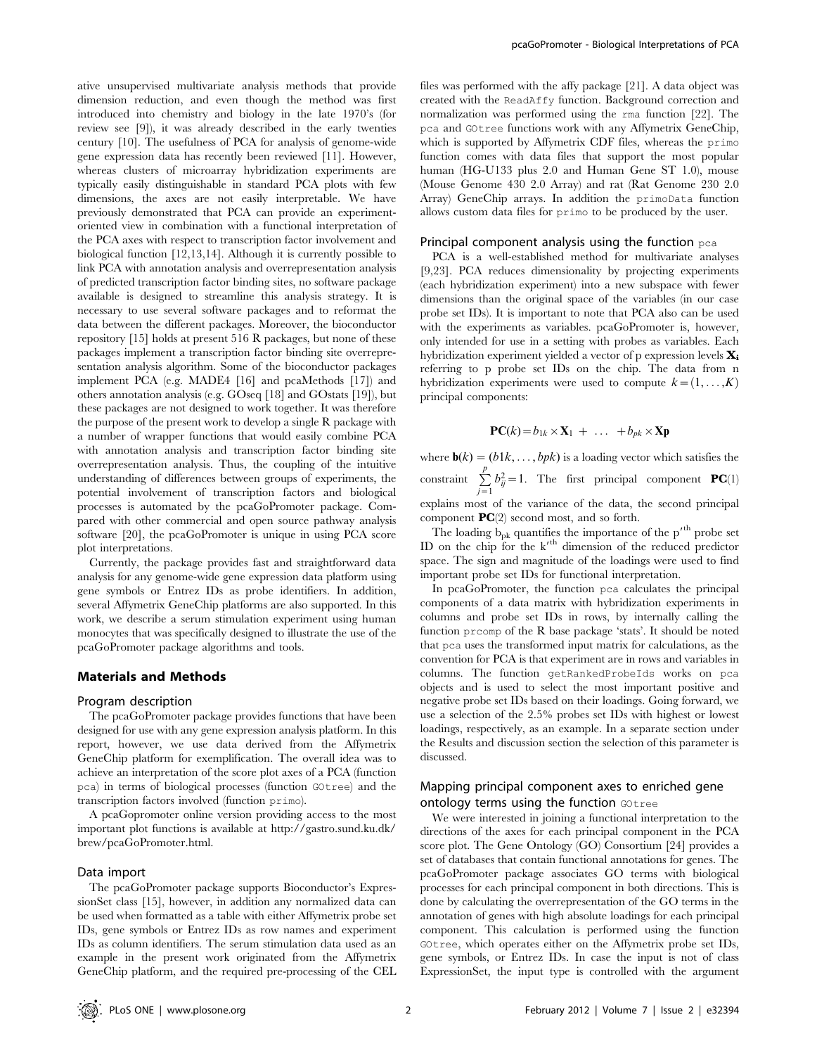ative unsupervised multivariate analysis methods that provide dimension reduction, and even though the method was first introduced into chemistry and biology in the late 1970's (for review see [9]), it was already described in the early twenties century [10]. The usefulness of PCA for analysis of genome-wide gene expression data has recently been reviewed [11]. However, whereas clusters of microarray hybridization experiments are typically easily distinguishable in standard PCA plots with few dimensions, the axes are not easily interpretable. We have previously demonstrated that PCA can provide an experiment-oriented view in combination with a functional interpretation of the PCA axes with respect to transcription factor involvement and biological function [12,13,14]. Although it is currently possible to link PCA with annotation analysis and overrepresentation analysis of predicted transcription factor binding sites, no software package available is designed to streamline this analysis strategy. It is necessary to use several software packages and to reformat the data between the different packages. Moreover, the bioconductor repository [15] holds at present 516 R packages, but none of these packages implement a transcription factor binding site overrepresentation analysis algorithm. Some of the bioconductor packages implement PCA (e.g. MADE4 [16] and pcaMethods [17]) and others annotation analysis (e.g. GOseq [18] and GOstats [19]), but these packages are not designed to work together. It was therefore the purpose of the present work to develop a single R package with a number of wrapper functions that would easily combine PCA with annotation analysis and transcription factor binding site overrepresentation analysis. Thus, the coupling of the intuitive understanding of differences between groups of experiments, the potential involvement of transcription factors and biological processes is automated by the pcaGoPromoter package. Compared with other commercial and open source pathway analysis software [20], the pcaGoPromoter is unique in using PCA score plot interpretations.

Currently, the package provides fast and straightforward data analysis for any genome-wide gene expression data platform using gene symbols or Entrez IDs as probe identifiers. In addition, several Affymetrix GeneChip platforms are also supported. In this work, we describe a serum stimulation experiment using human monocytes that was specifically designed to illustrate the use of the pcaGoPromoter package algorithms and tools.

## Materials and Methods

### Program description

The pcaGoPromoter package provides functions that have been designed for use with any gene expression analysis platform. In this report, however, we use data derived from the Affymetrix GeneChip platform for exemplification. The overall idea was to achieve an interpretation of the score plot axes of a PCA (function `pca`) in terms of biological processes (function `GOtree`) and the transcription factors involved (function `primo`).

A pcaGopromoter online version providing access to the most important plot functions is available at http://gastro.sund.ku.dk/brew/pcaGoPromoter.html.

### Data import

The pcaGoPromoter package supports Bioconductor's ExpressionSet class [15], however, in addition any normalized data can be used when formatted as a table with either Affymetrix probe set IDs, gene symbols or Entrez IDs as row names and experiment IDs as column identifiers. The serum stimulation data used as an example in the present work originated from the Affymetrix GeneChip platform, and the required pre-processing of the CEL files was performed with the affy package [21]. A data object was created with the `ReadAffy` function. Background correction and normalization was performed using the `rma` function [22]. The `pca` and `GOtree` functions work with any Affymetrix GeneChip, which is supported by Affymetrix CDF files, whereas the `primo` function comes with data files that support the most popular human (HG-U133 plus 2.0 and Human Gene ST 1.0), mouse (Mouse Genome 430 2.0 Array) and rat (Rat Genome 230 2.0 Array) GeneChip arrays. In addition the `primoData` function allows custom data files for `primo` to be produced by the user.

### Principal component analysis using the function `pca`

PCA is a well-established method for multivariate analyses [9,23]. PCA reduces dimensionality by projecting experiments (each hybridization experiment) into a new subspace with fewer dimensions than the original space of the variables (in our case probe set IDs). It is important to note that PCA also can be used with the experiments as variables. pcaGoPromoter is, however, only intended for use in a setting with probes as variables. Each hybridization experiment yielded a vector of p expression levels $\mathbf{X_i}$ referring to p probe set IDs on the chip. The data from n hybridization experiments were used to compute $k = (1, \ldots, K)$ principal components:

$$\mathbf{PC}(k) = b_{1k} \times \mathbf{X}_1 + \ \ldots \ + b_{pk} \times \mathbf{Xp}$$

where $\mathbf{b}(k) = (b1k, \ldots, bpk)$ is a loading vector which satisfies the constraint $\sum_{j=1}^{p} b_{ij}^2 = 1$. The first principal component $\mathbf{PC}(1)$ explains most of the variance of the data, the second principal component $\mathbf{PC}(2)$ second most, and so forth.

The loading $b_{pk}$ quantifies the importance of the $p'^{th}$ probe set ID on the chip for the $k'^{th}$ dimension of the reduced predictor space. The sign and magnitude of the loadings were used to find important probe set IDs for functional interpretation.

In pcaGoPromoter, the function `pca` calculates the principal components of a data matrix with hybridization experiments in columns and probe set IDs in rows, by internally calling the function `prcomp` of the R base package 'stats'. It should be noted that `pca` uses the transformed input matrix for calculations, as the convention for PCA is that experiment are in rows and variables in columns. The function `getRankedProbeIds` works on `pca` objects and is used to select the most important positive and negative probe set IDs based on their loadings. Going forward, we use a selection of the 2.5% probes set IDs with highest or lowest loadings, respectively, as an example. In a separate section under the Results and discussion section the selection of this parameter is discussed.

### Mapping principal component axes to enriched gene ontology terms using the function `GOtree`

We were interested in joining a functional interpretation to the directions of the axes for each principal component in the PCA score plot. The Gene Ontology (GO) Consortium [24] provides a set of databases that contain functional annotations for genes. The pcaGoPromoter package associates GO terms with biological processes for each principal component in both directions. This is done by calculating the overrepresentation of the GO terms in the annotation of genes with high absolute loadings for each principal component. This calculation is performed using the function `GOtree`, which operates either on the Affymetrix probe set IDs, gene symbols, or Entrez IDs. In case the input is not of class ExpressionSet, the input type is controlled with the argument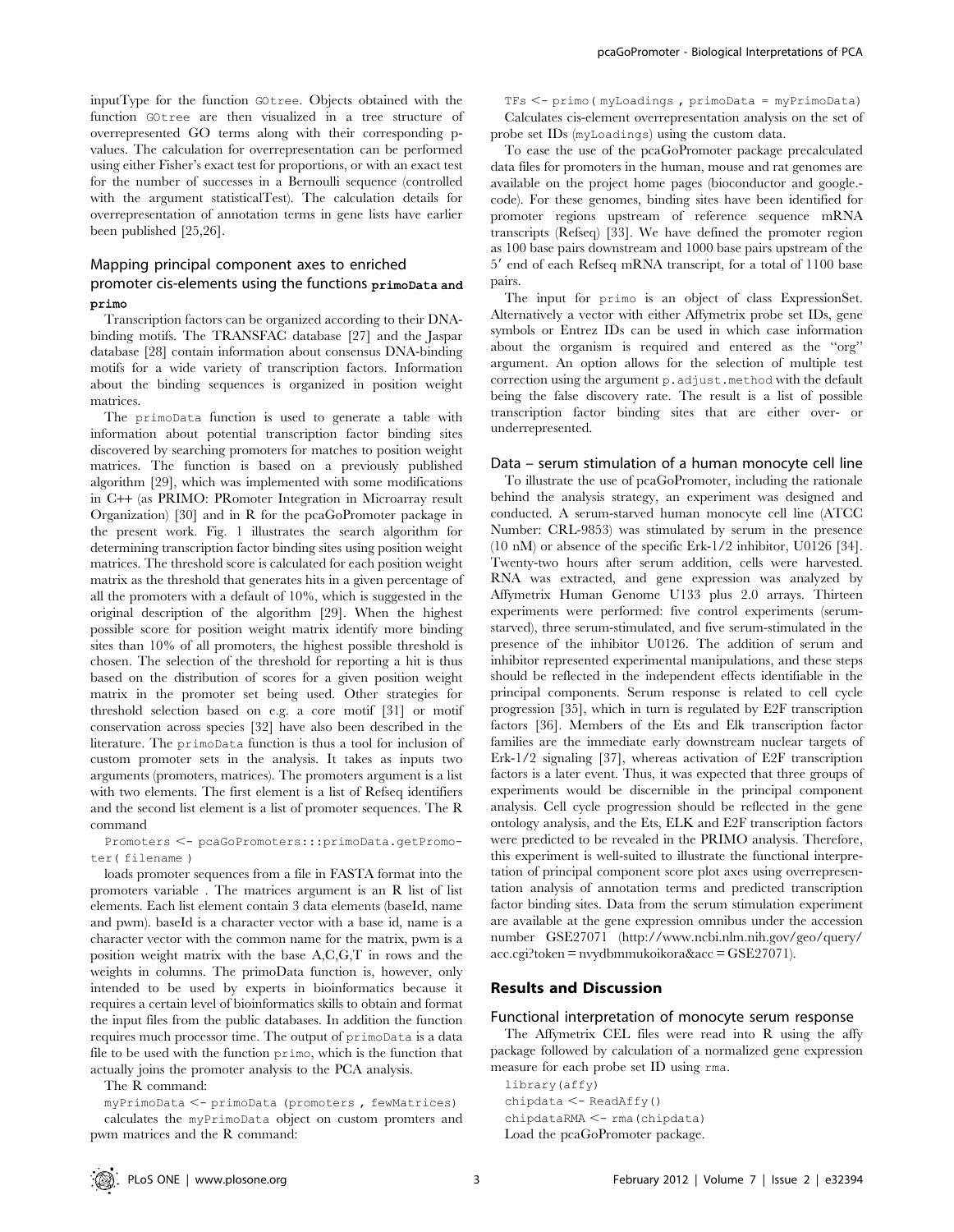inputType for the function GOtree. Objects obtained with the function GOtree are then visualized in a tree structure of overrepresented GO terms along with their corresponding p-values. The calculation for overrepresentation can be performed using either Fisher's exact test for proportions, or with an exact test for the number of successes in a Bernoulli sequence (controlled with the argument statisticalTest). The calculation details for overrepresentation of annotation terms in gene lists have earlier been published [25,26].

### Mapping principal component axes to enriched promoter cis-elements using the functions primoData and primo

Transcription factors can be organized according to their DNA-binding motifs. The TRANSFAC database [27] and the Jaspar database [28] contain information about consensus DNA-binding motifs for a wide variety of transcription factors. Information about the binding sequences is organized in position weight matrices.

The primoData function is used to generate a table with information about potential transcription factor binding sites discovered by searching promoters for matches to position weight matrices. The function is based on a previously published algorithm [29], which was implemented with some modifications in C++ (as PRIMO: PRomoter Integration in Microarray result Organization) [30] and in R for the pcaGoPromoter package in the present work. Fig. 1 illustrates the search algorithm for determining transcription factor binding sites using position weight matrices. The threshold score is calculated for each position weight matrix as the threshold that generates hits in a given percentage of all the promoters with a default of 10%, which is suggested in the original description of the algorithm [29]. When the highest possible score for position weight matrix identify more binding sites than 10% of all promoters, the highest possible threshold is chosen. The selection of the threshold for reporting a hit is thus based on the distribution of scores for a given position weight matrix in the promoter set being used. Other strategies for threshold selection based on e.g. a core motif [31] or motif conservation across species [32] have also been described in the literature. The primoData function is thus a tool for inclusion of custom promoter sets in the analysis. It takes as inputs two arguments (promoters, matrices). The promoters argument is a list with two elements. The first element is a list of Refseq identifiers and the second list element is a list of promoter sequences. The R command

```
Promoters <- pcaGoPromoters:::primoData.getPromoter( filename )
```

loads promoter sequences from a file in FASTA format into the promoters variable . The matrices argument is an R list of list elements. Each list element contain 3 data elements (baseId, name and pwm). baseId is a character vector with a base id, name is a character vector with the common name for the matrix, pwm is a position weight matrix with the base A,C,G,T in rows and the weights in columns. The primoData function is, however, only intended to be used by experts in bioinformatics because it requires a certain level of bioinformatics skills to obtain and format the input files from the public databases. In addition the function requires much processor time. The output of primoData is a data file to be used with the function primo, which is the function that actually joins the promoter analysis to the PCA analysis.

The R command:

```
myPrimoData <- primoData (promoters , fewMatrices)
```

calculates the myPrimoData object on custom promters and pwm matrices and the R command:

```
TFs <- primo( myLoadings , primoData = myPrimoData)
```

Calculates cis-element overrepresentation analysis on the set of probe set IDs (myLoadings) using the custom data.

To ease the use of the pcaGoPromoter package precalculated data files for promoters in the human, mouse and rat genomes are available on the project home pages (bioconductor and google.-code). For these genomes, binding sites have been identified for promoter regions upstream of reference sequence mRNA transcripts (Refseq) [33]. We have defined the promoter region as 100 base pairs downstream and 1000 base pairs upstream of the 5′ end of each Refseq mRNA transcript, for a total of 1100 base pairs.

The input for primo is an object of class ExpressionSet. Alternatively a vector with either Affymetrix probe set IDs, gene symbols or Entrez IDs can be used in which case information about the organism is required and entered as the "org" argument. An option allows for the selection of multiple test correction using the argument p.adjust.method with the default being the false discovery rate. The result is a list of possible transcription factor binding sites that are either over- or underrepresented.

### Data – serum stimulation of a human monocyte cell line

To illustrate the use of pcaGoPromoter, including the rationale behind the analysis strategy, an experiment was designed and conducted. A serum-starved human monocyte cell line (ATCC Number: CRL-9853) was stimulated by serum in the presence (10 nM) or absence of the specific Erk-1/2 inhibitor, U0126 [34]. Twenty-two hours after serum addition, cells were harvested. RNA was extracted, and gene expression was analyzed by Affymetrix Human Genome U133 plus 2.0 arrays. Thirteen experiments were performed: five control experiments (serum-starved), three serum-stimulated, and five serum-stimulated in the presence of the inhibitor U0126. The addition of serum and inhibitor represented experimental manipulations, and these steps should be reflected in the independent effects identifiable in the principal components. Serum response is related to cell cycle progression [35], which in turn is regulated by E2F transcription factors [36]. Members of the Ets and Elk transcription factor families are the immediate early downstream nuclear targets of Erk-1/2 signaling [37], whereas activation of E2F transcription factors is a later event. Thus, it was expected that three groups of experiments would be discernible in the principal component analysis. Cell cycle progression should be reflected in the gene ontology analysis, and the Ets, ELK and E2F transcription factors were predicted to be revealed in the PRIMO analysis. Therefore, this experiment is well-suited to illustrate the functional interpretation of principal component score plot axes using overrepresentation analysis of annotation terms and predicted transcription factor binding sites. Data from the serum stimulation experiment are available at the gene expression omnibus under the accession number GSE27071 (http://www.ncbi.nlm.nih.gov/geo/query/acc.cgi?token=nvydbmmukoikora&acc=GSE27071).

## Results and Discussion

### Functional interpretation of monocyte serum response

The Affymetrix CEL files were read into R using the affy package followed by calculation of a normalized gene expression measure for each probe set ID using rma.

```
library(affy)
chipdata <- ReadAffy()
chipdataRMA <- rma(chipdata)
```

Load the pcaGoPromoter package.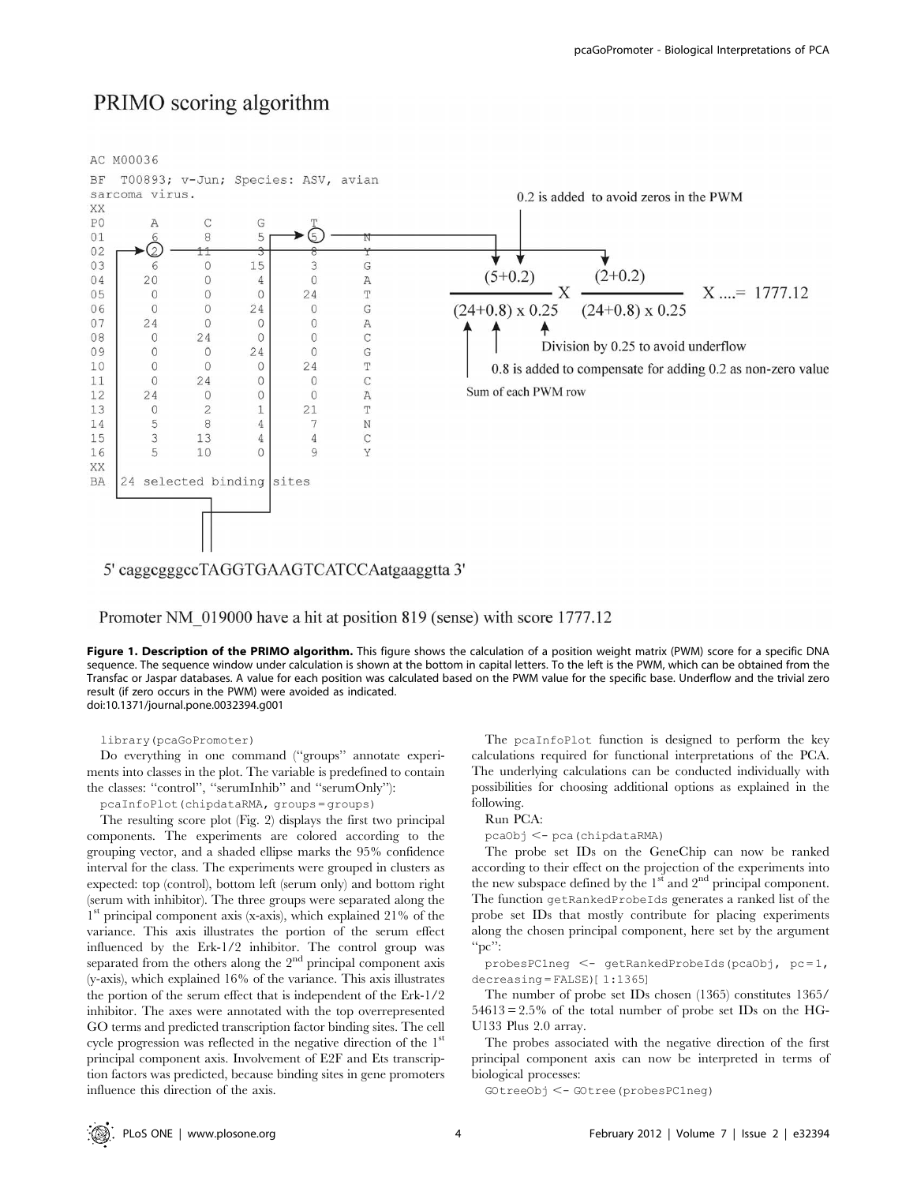# PRIMO scoring algorithm

```
AC M00036
BF  T00893; v-Jun; Species: ASV, avian
sarcoma virus.
XX
P0    A    C    G    T
01    6    8    5    5    N
02    2   11    3    8    Y
03    6    0   15    3    G
04   20    0    4    0    A
05    0    0    0   24    T
06    0    0   24    0    G
07   24    0    0    0    A
08    0   24    0    0    C
09    0    0   24    0    G
10    0    0    0   24    T
11    0   24    0    0    C
12   24    0    0    0    A
13    0    2    1   21    T
14    5    8    4    7    N
15    3   13    4    4    C
16    5   10    0    9    Y
XX
BA  24 selected binding sites
```

0.2 is added to avoid zeros in the PWM

$$\frac{(5+0.2)}{(24+0.8)\times 0.25} \times \frac{(2+0.2)}{(24+0.8)\times 0.25} \times \ldots = 1777.12$$

Division by 0.25 to avoid underflow

0.8 is added to compensate for adding 0.2 as non-zero value

Sum of each PWM row

5' caggcgggccTAGGTGAAGTCATCCAatgaaggtta 3'

Promoter NM_019000 have a hit at position 819 (sense) with score 1777.12

**Figure 1. Description of the PRIMO algorithm.** This figure shows the calculation of a position weight matrix (PWM) score for a specific DNA sequence. The sequence window under calculation is shown at the bottom in capital letters. To the left is the PWM, which can be obtained from the Transfac or Jaspar databases. A value for each position was calculated based on the PWM value for the specific base. Underflow and the trivial zero result (if zero occurs in the PWM) were avoided as indicated.
doi:10.1371/journal.pone.0032394.g001

```
library(pcaGoPromoter)
```

Do everything in one command (''groups'' annotate experiments into classes in the plot. The variable is predefined to contain the classes: ''control'', ''serumInhib'' and ''serumOnly''):

```
pcaInfoPlot(chipdataRMA, groups = groups)
```

The resulting score plot (Fig. 2) displays the first two principal components. The experiments are colored according to the grouping vector, and a shaded ellipse marks the 95% confidence interval for the class. The experiments were grouped in clusters as expected: top (control), bottom left (serum only) and bottom right (serum with inhibitor). The three groups were separated along the 1st principal component axis (x-axis), which explained 21% of the variance. This axis illustrates the portion of the serum effect influenced by the Erk-1/2 inhibitor. The control group was separated from the others along the 2nd principal component axis (y-axis), which explained 16% of the variance. This axis illustrates the portion of the serum effect that is independent of the Erk-1/2 inhibitor. The axes were annotated with the top overrepresented GO terms and predicted transcription factor binding sites. The cell cycle progression was reflected in the negative direction of the 1st principal component axis. Involvement of E2F and Ets transcription factors was predicted, because binding sites in gene promoters influence this direction of the axis.

The `pcaInfoPlot` function is designed to perform the key calculations required for functional interpretations of the PCA. The underlying calculations can be conducted individually with possibilities for choosing additional options as explained in the following.

Run PCA:

```
pcaObj <- pca(chipdataRMA)
```

The probe set IDs on the GeneChip can now be ranked according to their effect on the projection of the experiments into the new subspace defined by the 1st and 2nd principal component. The function `getRankedProbeIds` generates a ranked list of the probe set IDs that mostly contribute for placing experiments along the chosen principal component, here set by the argument ''pc'':

```
probesPC1neg <- getRankedProbeIds(pcaObj, pc = 1,
decreasing = FALSE)[ 1:1365]
```

The number of probe set IDs chosen (1365) constitutes 1365/54613 = 2.5% of the total number of probe set IDs on the HG-U133 Plus 2.0 array.

The probes associated with the negative direction of the first principal component axis can now be interpreted in terms of biological processes:

```
GOtreeObj <- GOtree(probesPC1neg)
```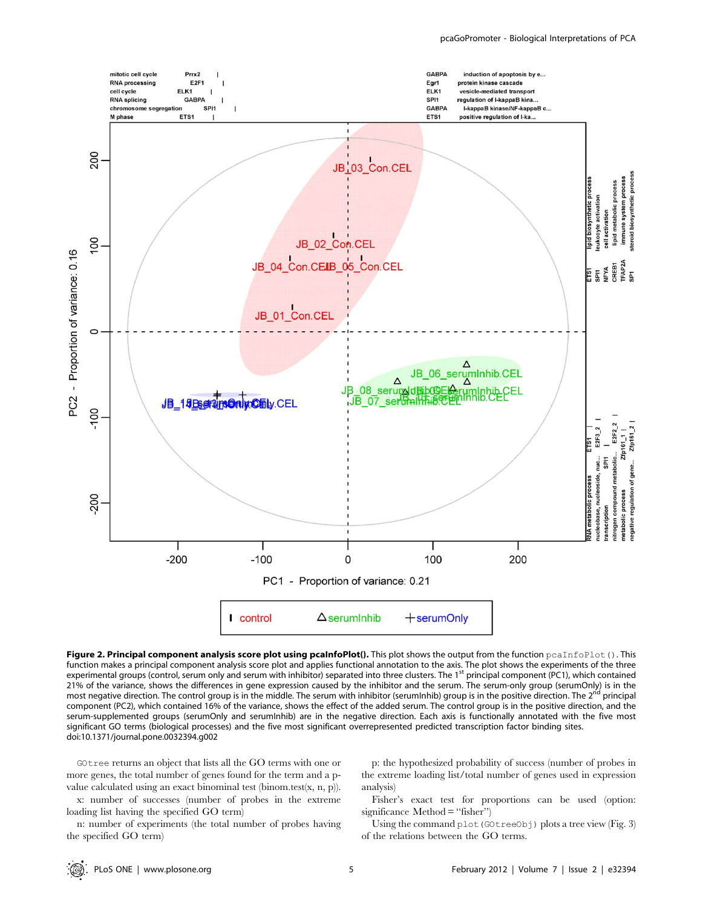**Figure 2. Principal component analysis score plot using pcaInfoPlot().** This plot shows the output from the function `pcaInfoPlot()`. This function makes a principal component analysis score plot and applies functional annotation to the axis. The plot shows the experiments of the three experimental groups (control, serum only and serum with inhibitor) separated into three clusters. The 1st principal component (PC1), which contained 21% of the variance, shows the differences in gene expression caused by the inhibitor and the serum. The serum-only group (serumOnly) is in the most negative direction. The control group is in the middle. The serum with inhibitor (serumInhib) group is in the positive direction. The 2nd principal component (PC2), which contained 16% of the variance, shows the effect of the added serum. The control group is in the positive direction, and the serum-supplemented groups (serumOnly and serumInhib) are in the negative direction. Each axis is functionally annotated with the five most significant GO terms (biological processes) and the five most significant overrepresented predicted transcription factor binding sites.
doi:10.1371/journal.pone.0032394.g002

`GOtree` returns an object that lists all the GO terms with one or more genes, the total number of genes found for the term and a p-value calculated using an exact binominal test (binom.test(x, n, p)).

x: number of successes (number of probes in the extreme loading list having the specified GO term)

n: number of experiments (the total number of probes having the specified GO term)

p: the hypothesized probability of success (number of probes in the extreme loading list/total number of genes used in expression analysis)

Fisher's exact test for proportions can be used (option: significance Method = "fisher")

Using the command `plot (GOtreeObj)` plots a tree view (Fig. 3) of the relations between the GO terms.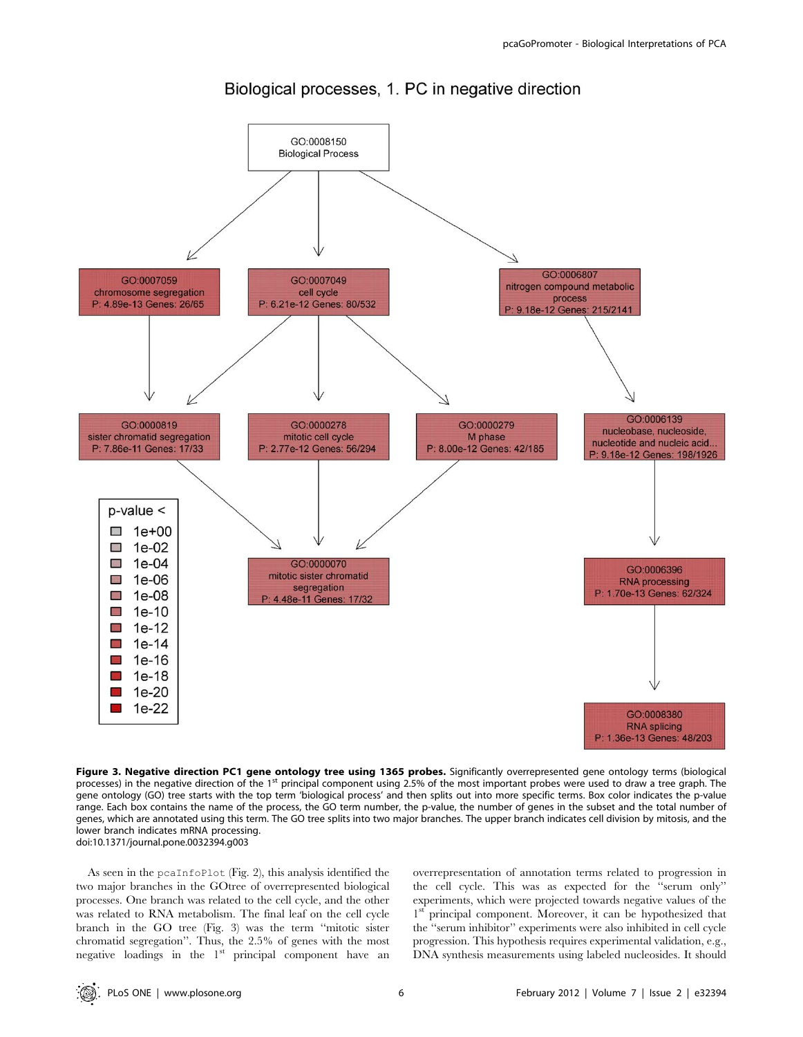**Figure 3. Negative direction PC1 gene ontology tree using 1365 probes.** Significantly overrepresented gene ontology terms (biological processes) in the negative direction of the 1st principal component using 2.5% of the most important probes were used to draw a tree graph. The gene ontology (GO) tree starts with the top term 'biological process' and then splits out into more specific terms. Box color indicates the p-value range. Each box contains the name of the process, the GO term number, the p-value, the number of genes in the subset and the total number of genes, which are annotated using this term. The GO tree splits into two major branches. The upper branch indicates cell division by mitosis, and the lower branch indicates mRNA processing.
doi:10.1371/journal.pone.0032394.g003

As seen in the pcaInfoPlot (Fig. 2), this analysis identified the two major branches in the GOtree of overrepresented biological processes. One branch was related to the cell cycle, and the other was related to RNA metabolism. The final leaf on the cell cycle branch in the GO tree (Fig. 3) was the term "mitotic sister chromatid segregation". Thus, the 2.5% of genes with the most negative loadings in the 1st principal component have an overrepresentation of annotation terms related to progression in the cell cycle. This was as expected for the "serum only" experiments, which were projected towards negative values of the 1st principal component. Moreover, it can be hypothesized that the "serum inhibitor" experiments were also inhibited in cell cycle progression. This hypothesis requires experimental validation, e.g., DNA synthesis measurements using labeled nucleosides. It should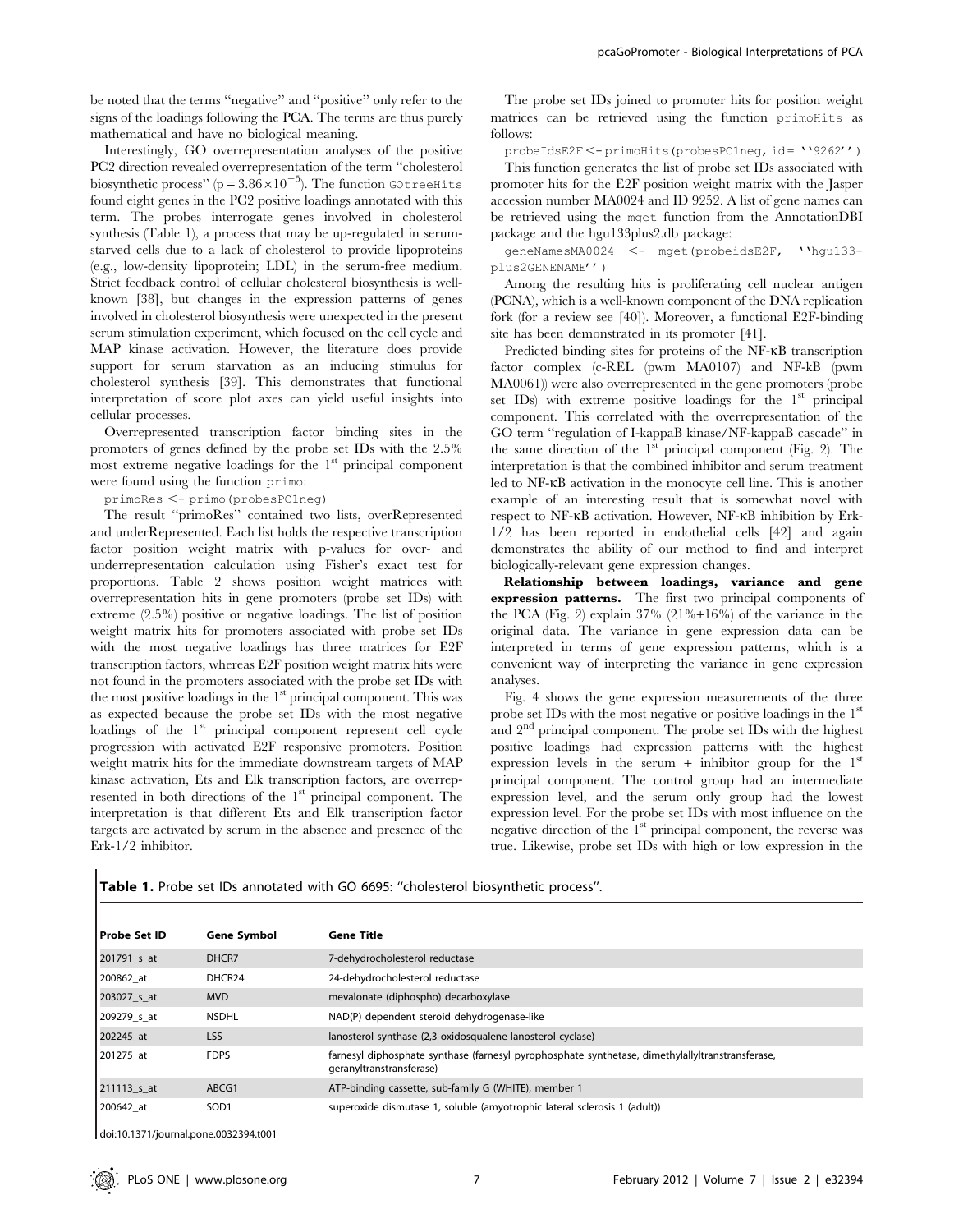be noted that the terms "negative" and "positive" only refer to the signs of the loadings following the PCA. The terms are thus purely mathematical and have no biological meaning.

Interestingly, GO overrepresentation analyses of the positive PC2 direction revealed overrepresentation of the term "cholesterol biosynthetic process" ($p = 3.86 \times 10^{-5}$). The function `GOtreeHits` found eight genes in the PC2 positive loadings annotated with this term. The probes interrogate genes involved in cholesterol synthesis (Table 1), a process that may be up-regulated in serum-starved cells due to a lack of cholesterol to provide lipoproteins (e.g., low-density lipoprotein; LDL) in the serum-free medium. Strict feedback control of cellular cholesterol biosynthesis is well-known [38], but changes in the expression patterns of genes involved in cholesterol biosynthesis were unexpected in the present serum stimulation experiment, which focused on the cell cycle and MAP kinase activation. However, the literature does provide support for serum starvation as an inducing stimulus for cholesterol synthesis [39]. This demonstrates that functional interpretation of score plot axes can yield useful insights into cellular processes.

Overrepresented transcription factor binding sites in the promoters of genes defined by the probe set IDs with the 2.5% most extreme negative loadings for the 1st principal component were found using the function `primo`:

```
primoRes <- primo(probesPC1neg)
```

The result "primoRes" contained two lists, overRepresented and underRepresented. Each list holds the respective transcription factor position weight matrix with p-values for over- and underrepresentation calculation using Fisher's exact test for proportions. Table 2 shows position weight matrices with overrepresentation hits in gene promoters (probe set IDs) with extreme (2.5%) positive or negative loadings. The list of position weight matrix hits for promoters associated with probe set IDs with the most negative loadings has three matrices for E2F transcription factors, whereas E2F position weight matrix hits were not found in the promoters associated with the probe set IDs with the most positive loadings in the 1st principal component. This was as expected because the probe set IDs with the most negative loadings of the 1st principal component represent cell cycle progression with activated E2F responsive promoters. Position weight matrix hits for the immediate downstream targets of MAP kinase activation, Ets and Elk transcription factors, are overrepresented in both directions of the 1st principal component. The interpretation is that different Ets and Elk transcription factor targets are activated by serum in the absence and presence of the Erk-1/2 inhibitor.

The probe set IDs joined to promoter hits for position weight matrices can be retrieved using the function `primoHits` as follows:

```
probeIdsE2F <- primoHits(probesPC1neg, id= ''9262'')
```

This function generates the list of probe set IDs associated with promoter hits for the E2F position weight matrix with the Jasper accession number MA0024 and ID 9252. A list of gene names can be retrieved using the `mget` function from the AnnotationDBI package and the hgu133plus2.db package:

```
geneNamesMA0024 <- mget(probeidsE2F, ''hgu133-plus2GENENAME'')
```

Among the resulting hits is proliferating cell nuclear antigen (PCNA), which is a well-known component of the DNA replication fork (for a review see [40]). Moreover, a functional E2F-binding site has been demonstrated in its promoter [41].

Predicted binding sites for proteins of the NF-κB transcription factor complex (c-REL (pwm MA0107) and NF-kB (pwm MA0061)) were also overrepresented in the gene promoters (probe set IDs) with extreme positive loadings for the 1st principal component. This correlated with the overrepresentation of the GO term "regulation of I-kappaB kinase/NF-kappaB cascade" in the same direction of the 1st principal component (Fig. 2). The interpretation is that the combined inhibitor and serum treatment led to NF-κB activation in the monocyte cell line. This is another example of an interesting result that is somewhat novel with respect to NF-κB activation. However, NF-κB inhibition by Erk-1/2 has been reported in endothelial cells [42] and again demonstrates the ability of our method to find and interpret biologically-relevant gene expression changes.

**Relationship between loadings, variance and gene expression patterns.** The first two principal components of the PCA (Fig. 2) explain 37% (21%+16%) of the variance in the original data. The variance in gene expression data can be interpreted in terms of gene expression patterns, which is a convenient way of interpreting the variance in gene expression analyses.

Fig. 4 shows the gene expression measurements of the three probe set IDs with the most negative or positive loadings in the 1st and 2nd principal component. The probe set IDs with the highest positive loadings had expression patterns with the highest expression levels in the serum + inhibitor group for the 1st principal component. The control group had an intermediate expression level, and the serum only group had the lowest expression level. For the probe set IDs with most influence on the negative direction of the 1st principal component, the reverse was true. Likewise, probe set IDs with high or low expression in the

**Table 1.** Probe set IDs annotated with GO 6695: "cholesterol biosynthetic process".

| Probe Set ID | Gene Symbol | Gene Title |
|---|---|---|
| 201791_s_at | DHCR7 | 7-dehydrocholesterol reductase |
| 200862_at | DHCR24 | 24-dehydrocholesterol reductase |
| 203027_s_at | MVD | mevalonate (diphospho) decarboxylase |
| 209279_s_at | NSDHL | NAD(P) dependent steroid dehydrogenase-like |
| 202245_at | LSS | lanosterol synthase (2,3-oxidosqualene-lanosterol cyclase) |
| 201275_at | FDPS | farnesyl diphosphate synthase (farnesyl pyrophosphate synthetase, dimethylallyltranstransferase, geranyltranstransferase) |
| 211113_s_at | ABCG1 | ATP-binding cassette, sub-family G (WHITE), member 1 |
| 200642_at | SOD1 | superoxide dismutase 1, soluble (amyotrophic lateral sclerosis 1 (adult)) |

doi:10.1371/journal.pone.0032394.t001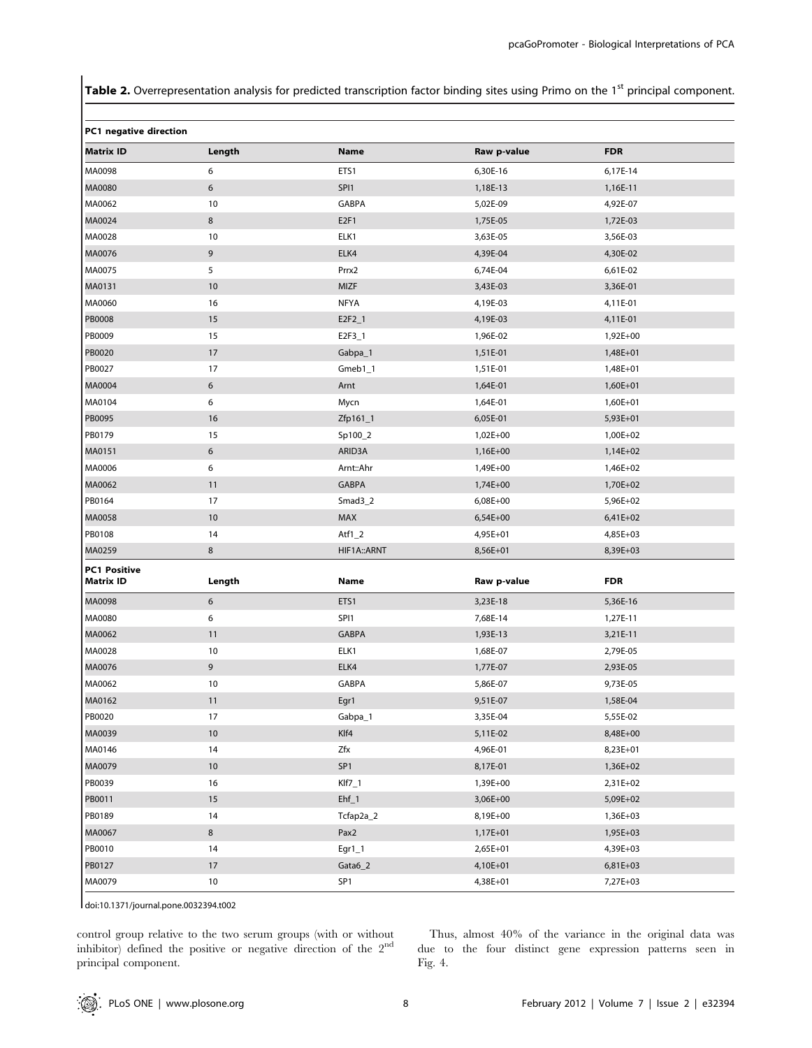**Table 2.** Overrepresentation analysis for predicted transcription factor binding sites using Primo on the 1[st] principal component.

| PC1 negative direction | | | | |
|---|---|---|---|---|
| **Matrix ID** | **Length** | **Name** | **Raw p-value** | **FDR** |
| MA0098 | 6 | ETS1 | 6,30E-16 | 6,17E-14 |
| MA0080 | 6 | SPI1 | 1,18E-13 | 1,16E-11 |
| MA0062 | 10 | GABPA | 5,02E-09 | 4,92E-07 |
| MA0024 | 8 | E2F1 | 1,75E-05 | 1,72E-03 |
| MA0028 | 10 | ELK1 | 3,63E-05 | 3,56E-03 |
| MA0076 | 9 | ELK4 | 4,39E-04 | 4,30E-02 |
| MA0075 | 5 | Prrx2 | 6,74E-04 | 6,61E-02 |
| MA0131 | 10 | MIZF | 3,43E-03 | 3,36E-01 |
| MA0060 | 16 | NFYA | 4,19E-03 | 4,11E-01 |
| PB0008 | 15 | E2F2_1 | 4,19E-03 | 4,11E-01 |
| PB0009 | 15 | E2F3_1 | 1,96E-02 | 1,92E+00 |
| PB0020 | 17 | Gabpa_1 | 1,51E-01 | 1,48E+01 |
| PB0027 | 17 | Gmeb1_1 | 1,51E-01 | 1,48E+01 |
| MA0004 | 6 | Arnt | 1,64E-01 | 1,60E+01 |
| MA0104 | 6 | Mycn | 1,64E-01 | 1,60E+01 |
| PB0095 | 16 | Zfp161_1 | 6,05E-01 | 5,93E+01 |
| PB0179 | 15 | Sp100_2 | 1,02E+00 | 1,00E+02 |
| MA0151 | 6 | ARID3A | 1,16E+00 | 1,14E+02 |
| MA0006 | 6 | Arnt::Ahr | 1,49E+00 | 1,46E+02 |
| MA0062 | 11 | GABPA | 1,74E+00 | 1,70E+02 |
| PB0164 | 17 | Smad3_2 | 6,08E+00 | 5,96E+02 |
| MA0058 | 10 | MAX | 6,54E+00 | 6,41E+02 |
| PB0108 | 14 | Atf1_2 | 4,95E+01 | 4,85E+03 |
| MA0259 | 8 | HIF1A::ARNT | 8,56E+01 | 8,39E+03 |
| **PC1 Positive** | | | | |
| **Matrix ID** | **Length** | **Name** | **Raw p-value** | **FDR** |
| MA0098 | 6 | ETS1 | 3,23E-18 | 5,36E-16 |
| MA0080 | 6 | SPI1 | 7,68E-14 | 1,27E-11 |
| MA0062 | 11 | GABPA | 1,93E-13 | 3,21E-11 |
| MA0028 | 10 | ELK1 | 1,68E-07 | 2,79E-05 |
| MA0076 | 9 | ELK4 | 1,77E-07 | 2,93E-05 |
| MA0062 | 10 | GABPA | 5,86E-07 | 9,73E-05 |
| MA0162 | 11 | Egr1 | 9,51E-07 | 1,58E-04 |
| PB0020 | 17 | Gabpa_1 | 3,35E-04 | 5,55E-02 |
| MA0039 | 10 | Klf4 | 5,11E-02 | 8,48E+00 |
| MA0146 | 14 | Zfx | 4,96E-01 | 8,23E+01 |
| MA0079 | 10 | SP1 | 8,17E-01 | 1,36E+02 |
| PB0039 | 16 | Klf7_1 | 1,39E+00 | 2,31E+02 |
| PB0011 | 15 | Ehf_1 | 3,06E+00 | 5,09E+02 |
| PB0189 | 14 | Tcfap2a_2 | 8,19E+00 | 1,36E+03 |
| MA0067 | 8 | Pax2 | 1,17E+01 | 1,95E+03 |
| PB0010 | 14 | Egr1_1 | 2,65E+01 | 4,39E+03 |
| PB0127 | 17 | Gata6_2 | 4,10E+01 | 6,81E+03 |
| MA0079 | 10 | SP1 | 4,38E+01 | 7,27E+03 |

doi:10.1371/journal.pone.0032394.t002

control group relative to the two serum groups (with or without inhibitor) defined the positive or negative direction of the 2[nd] principal component.

Thus, almost 40% of the variance in the original data was due to the four distinct gene expression patterns seen in Fig. 4.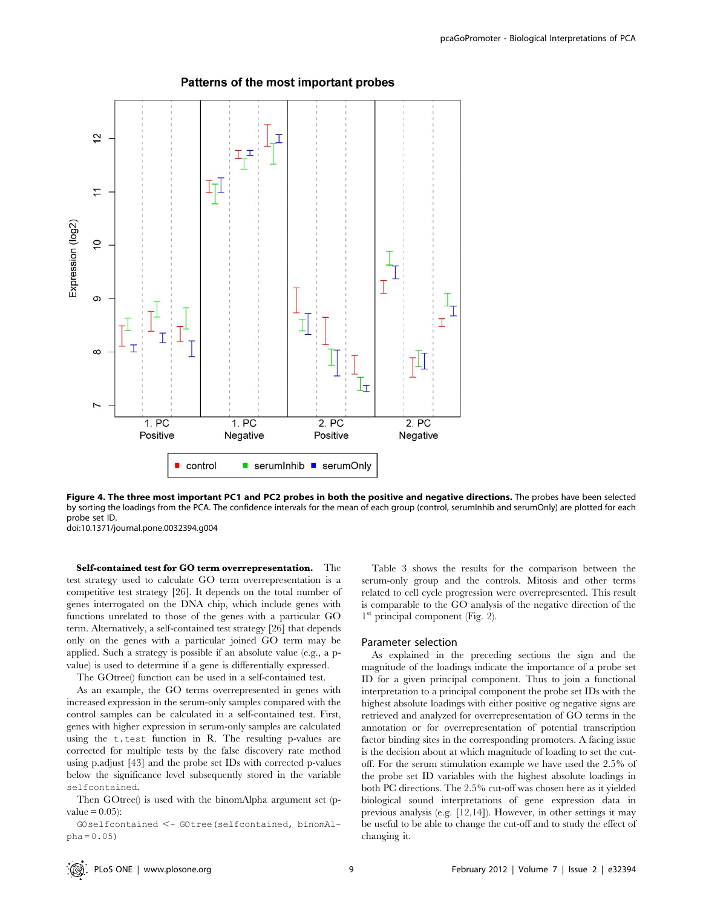**Figure 4. The three most important PC1 and PC2 probes in both the positive and negative directions.** The probes have been selected by sorting the loadings from the PCA. The confidence intervals for the mean of each group (control, serumInhib and serumOnly) are plotted for each probe set ID.
doi:10.1371/journal.pone.0032394.g004

**Self-contained test for GO term overrepresentation.** The test strategy used to calculate GO term overrepresentation is a competitive test strategy [26]. It depends on the total number of genes interrogated on the DNA chip, which include genes with functions unrelated to those of the genes with a particular GO term. Alternatively, a self-contained test strategy [26] that depends only on the genes with a particular joined GO term may be applied. Such a strategy is possible if an absolute value (e.g., a p-value) is used to determine if a gene is differentially expressed.

The GOtree() function can be used in a self-contained test.

As an example, the GO terms overrepresented in genes with increased expression in the serum-only samples compared with the control samples can be calculated in a self-contained test. First, genes with higher expression in serum-only samples are calculated using the `t.test` function in R. The resulting p-values are corrected for multiple tests by the false discovery rate method using p.adjust [43] and the probe set IDs with corrected p-values below the significance level subsequently stored in the variable `selfcontained`.

Then GOtree() is used with the binomAlpha argument set (p-value = 0.05):

```
GOselfcontained <- GOtree(selfcontained, binomAlpha=0.05)
```

Table 3 shows the results for the comparison between the serum-only group and the controls. Mitosis and other terms related to cell cycle progression were overrepresented. This result is comparable to the GO analysis of the negative direction of the 1st principal component (Fig. 2).

## Parameter selection

As explained in the preceding sections the sign and the magnitude of the loadings indicate the importance of a probe set ID for a given principal component. Thus to join a functional interpretation to a principal component the probe set IDs with the highest absolute loadings with either positive og negative signs are retrieved and analyzed for overrepresentation of GO terms in the annotation or for overrepresentation of potential transcription factor binding sites in the corresponding promoters. A facing issue is the decision about at which magnitude of loading to set the cut-off. For the serum stimulation example we have used the 2.5% of the probe set ID variables with the highest absolute loadings in both PC directions. The 2.5% cut-off was chosen here as it yielded biological sound interpretations of gene expression data in previous analysis (e.g. [12,14]). However, in other settings it may be useful to be able to change the cut-off and to study the effect of changing it.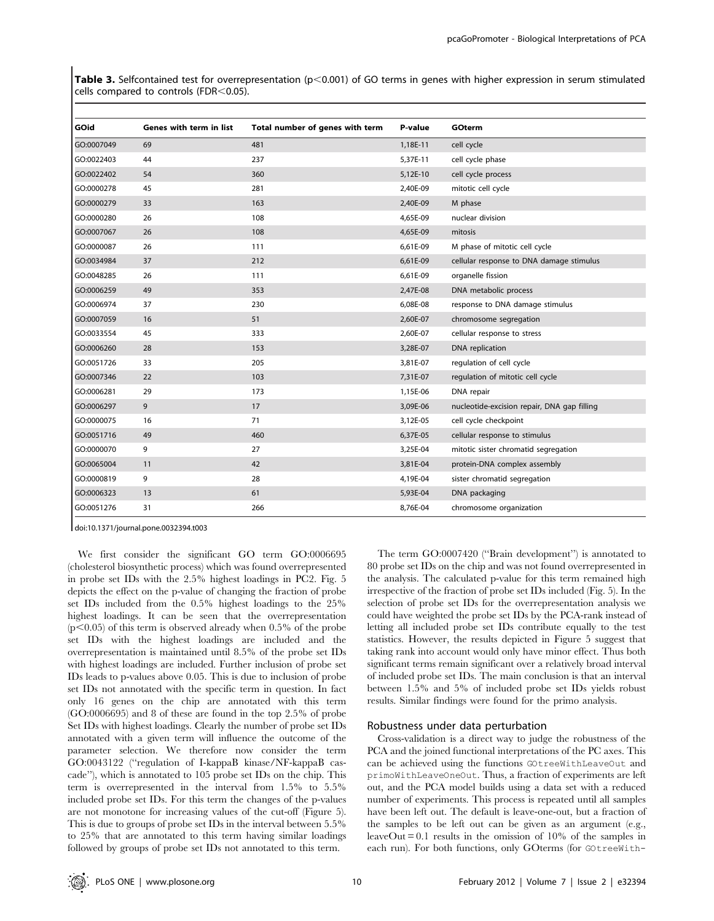**Table 3.** Selfcontained test for overrepresentation ($p<0.001$) of GO terms in genes with higher expression in serum stimulated cells compared to controls (FDR<0.05).

| GOid | Genes with term in list | Total number of genes with term | P-value | GOterm |
|---|---|---|---|---|
| GO:0007049 | 69 | 481 | 1,18E-11 | cell cycle |
| GO:0022403 | 44 | 237 | 5,37E-11 | cell cycle phase |
| GO:0022402 | 54 | 360 | 5,12E-10 | cell cycle process |
| GO:0000278 | 45 | 281 | 2,40E-09 | mitotic cell cycle |
| GO:0000279 | 33 | 163 | 2,40E-09 | M phase |
| GO:0000280 | 26 | 108 | 4,65E-09 | nuclear division |
| GO:0007067 | 26 | 108 | 4,65E-09 | mitosis |
| GO:0000087 | 26 | 111 | 6,61E-09 | M phase of mitotic cell cycle |
| GO:0034984 | 37 | 212 | 6,61E-09 | cellular response to DNA damage stimulus |
| GO:0048285 | 26 | 111 | 6,61E-09 | organelle fission |
| GO:0006259 | 49 | 353 | 2,47E-08 | DNA metabolic process |
| GO:0006974 | 37 | 230 | 6,08E-08 | response to DNA damage stimulus |
| GO:0007059 | 16 | 51 | 2,60E-07 | chromosome segregation |
| GO:0033554 | 45 | 333 | 2,60E-07 | cellular response to stress |
| GO:0006260 | 28 | 153 | 3,28E-07 | DNA replication |
| GO:0051726 | 33 | 205 | 3,81E-07 | regulation of cell cycle |
| GO:0007346 | 22 | 103 | 7,31E-07 | regulation of mitotic cell cycle |
| GO:0006281 | 29 | 173 | 1,15E-06 | DNA repair |
| GO:0006297 | 9 | 17 | 3,09E-06 | nucleotide-excision repair, DNA gap filling |
| GO:0000075 | 16 | 71 | 3,12E-05 | cell cycle checkpoint |
| GO:0051716 | 49 | 460 | 6,37E-05 | cellular response to stimulus |
| GO:0000070 | 9 | 27 | 3,25E-04 | mitotic sister chromatid segregation |
| GO:0065004 | 11 | 42 | 3,81E-04 | protein-DNA complex assembly |
| GO:0000819 | 9 | 28 | 4,19E-04 | sister chromatid segregation |
| GO:0006323 | 13 | 61 | 5,93E-04 | DNA packaging |
| GO:0051276 | 31 | 266 | 8,76E-04 | chromosome organization |

doi:10.1371/journal.pone.0032394.t003

We first consider the significant GO term GO:0006695 (cholesterol biosynthetic process) which was found overrepresented in probe set IDs with the 2.5% highest loadings in PC2. Fig. 5 depicts the effect on the p-value of changing the fraction of probe set IDs included from the 0.5% highest loadings to the 25% highest loadings. It can be seen that the overrepresentation ($p<0.05$) of this term is observed already when 0.5% of the probe set IDs with the highest loadings are included and the overrepresentation is maintained until 8.5% of the probe set IDs with highest loadings are included. Further inclusion of probe set IDs leads to p-values above 0.05. This is due to inclusion of probe set IDs not annotated with the specific term in question. In fact only 16 genes on the chip are annotated with this term (GO:0006695) and 8 of these are found in the top 2.5% of probe Set IDs with highest loadings. Clearly the number of probe set IDs annotated with a given term will influence the outcome of the parameter selection. We therefore now consider the term GO:0043122 ("regulation of I-kappaB kinase/NF-kappaB cascade"), which is annotated to 105 probe set IDs on the chip. This term is overrepresented in the interval from 1.5% to 5.5% included probe set IDs. For this term the changes of the p-values are not monotone for increasing values of the cut-off (Figure 5). This is due to groups of probe set IDs in the interval between 5.5% to 25% that are annotated to this term having similar loadings followed by groups of probe set IDs not annotated to this term.

The term GO:0007420 ("Brain development") is annotated to 80 probe set IDs on the chip and was not found overrepresented in the analysis. The calculated p-value for this term remained high irrespective of the fraction of probe set IDs included (Fig. 5). In the selection of probe set IDs for the overrepresentation analysis we could have weighted the probe set IDs by the PCA-rank instead of letting all included probe set IDs contribute equally to the test statistics. However, the results depicted in Figure 5 suggest that taking rank into account would only have minor effect. Thus both significant terms remain significant over a relatively broad interval of included probe set IDs. The main conclusion is that an interval between 1.5% and 5% of included probe set IDs yields robust results. Similar findings were found for the primo analysis.

### Robustness under data perturbation

Cross-validation is a direct way to judge the robustness of the PCA and the joined functional interpretations of the PC axes. This can be achieved using the functions `GOtreeWithLeaveOut` and `primoWithLeaveOneOut`. Thus, a fraction of experiments are left out, and the PCA model builds using a data set with a reduced number of experiments. This process is repeated until all samples have been left out. The default is leave-one-out, but a fraction of the samples to be left out can be given as an argument (e.g., leaveOut = 0.1 results in the omission of 10% of the samples in each run). For both functions, only GOterms (for `GOtreeWith-`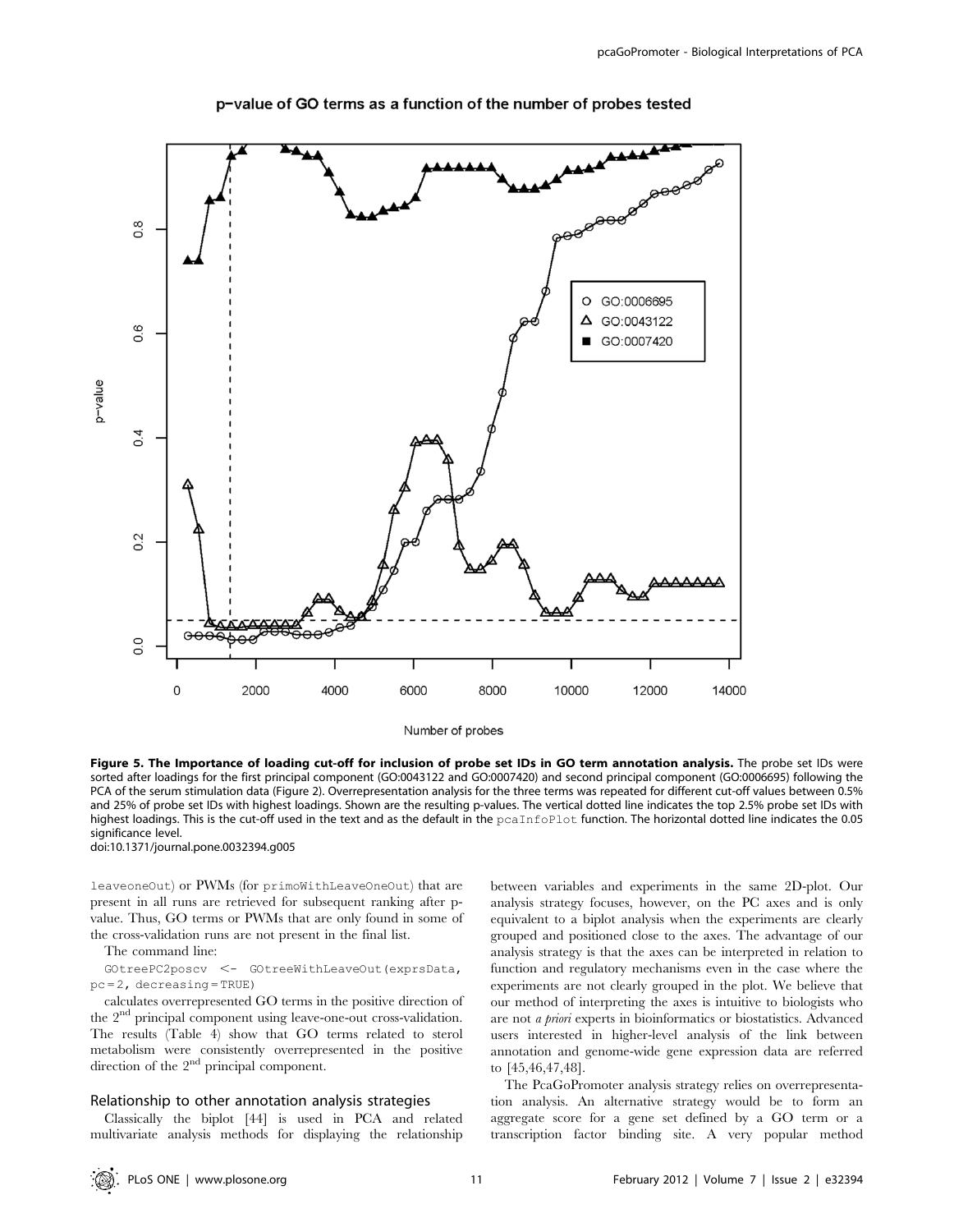**Figure 5. The Importance of loading cut-off for inclusion of probe set IDs in GO term annotation analysis.** The probe set IDs were sorted after loadings for the first principal component (GO:0043122 and GO:0007420) and second principal component (GO:0006695) following the PCA of the serum stimulation data (Figure 2). Overrepresentation analysis for the three terms was repeated for different cut-off values between 0.5% and 25% of probe set IDs with highest loadings. Shown are the resulting p-values. The vertical dotted line indicates the top 2.5% probe set IDs with highest loadings. This is the cut-off used in the text and as the default in the `pcaInfoPlot` function. The horizontal dotted line indicates the 0.05 significance level.
doi:10.1371/journal.pone.0032394.g005

`leaveoneOut`) or PWMs (for `primoWithLeaveOneOut`) that are present in all runs are retrieved for subsequent ranking after p-value. Thus, GO terms or PWMs that are only found in some of the cross-validation runs are not present in the final list.

The command line:

```
GOtreePC2poscv <- GOtreeWithLeaveOut(exprsData,
pc=2, decreasing=TRUE)
```

calculates overrepresented GO terms in the positive direction of the 2[nd] principal component using leave-one-out cross-validation. The results (Table 4) show that GO terms related to sterol metabolism were consistently overrepresented in the positive direction of the 2[nd] principal component.

### Relationship to other annotation analysis strategies

Classically the biplot [44] is used in PCA and related multivariate analysis methods for displaying the relationship between variables and experiments in the same 2D-plot. Our analysis strategy focuses, however, on the PC axes and is only equivalent to a biplot analysis when the experiments are clearly grouped and positioned close to the axes. The advantage of our analysis strategy is that the axes can be interpreted in relation to function and regulatory mechanisms even in the case where the experiments are not clearly grouped in the plot. We believe that our method of interpreting the axes is intuitive to biologists who are not *a priori* experts in bioinformatics or biostatistics. Advanced users interested in higher-level analysis of the link between annotation and genome-wide gene expression data are referred to [45,46,47,48].

The PcaGoPromoter analysis strategy relies on overrepresentation analysis. An alternative strategy would be to form an aggregate score for a gene set defined by a GO term or a transcription factor binding site. A very popular method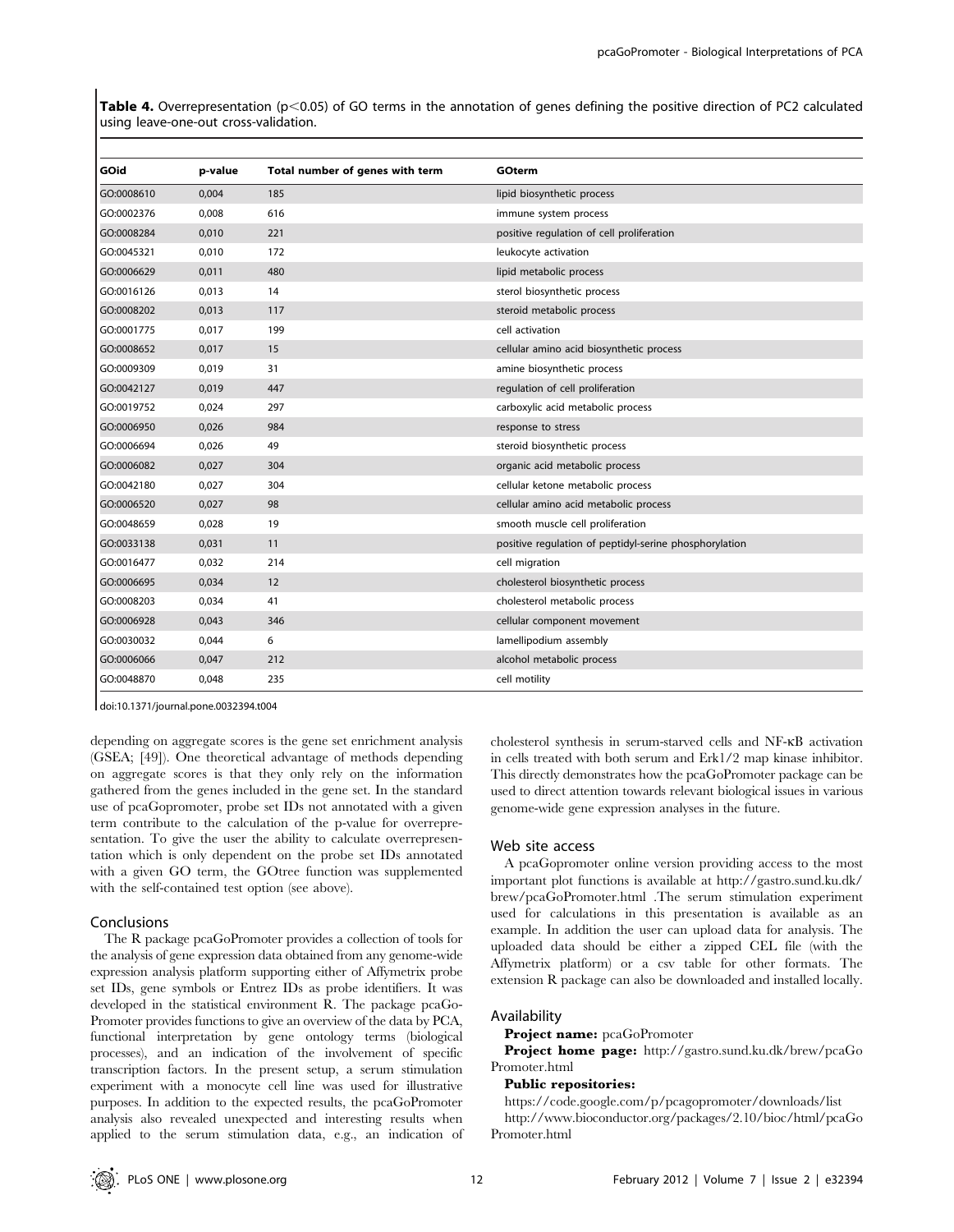**Table 4.** Overrepresentation ($p<0.05$) of GO terms in the annotation of genes defining the positive direction of PC2 calculated using leave-one-out cross-validation.

| GOid | p-value | Total number of genes with term | GOterm |
|---|---|---|---|
| GO:0008610 | 0,004 | 185 | lipid biosynthetic process |
| GO:0002376 | 0,008 | 616 | immune system process |
| GO:0008284 | 0,010 | 221 | positive regulation of cell proliferation |
| GO:0045321 | 0,010 | 172 | leukocyte activation |
| GO:0006629 | 0,011 | 480 | lipid metabolic process |
| GO:0016126 | 0,013 | 14 | sterol biosynthetic process |
| GO:0008202 | 0,013 | 117 | steroid metabolic process |
| GO:0001775 | 0,017 | 199 | cell activation |
| GO:0008652 | 0,017 | 15 | cellular amino acid biosynthetic process |
| GO:0009309 | 0,019 | 31 | amine biosynthetic process |
| GO:0042127 | 0,019 | 447 | regulation of cell proliferation |
| GO:0019752 | 0,024 | 297 | carboxylic acid metabolic process |
| GO:0006950 | 0,026 | 984 | response to stress |
| GO:0006694 | 0,026 | 49 | steroid biosynthetic process |
| GO:0006082 | 0,027 | 304 | organic acid metabolic process |
| GO:0042180 | 0,027 | 304 | cellular ketone metabolic process |
| GO:0006520 | 0,027 | 98 | cellular amino acid metabolic process |
| GO:0048659 | 0,028 | 19 | smooth muscle cell proliferation |
| GO:0033138 | 0,031 | 11 | positive regulation of peptidyl-serine phosphorylation |
| GO:0016477 | 0,032 | 214 | cell migration |
| GO:0006695 | 0,034 | 12 | cholesterol biosynthetic process |
| GO:0008203 | 0,034 | 41 | cholesterol metabolic process |
| GO:0006928 | 0,043 | 346 | cellular component movement |
| GO:0030032 | 0,044 | 6 | lamellipodium assembly |
| GO:0006066 | 0,047 | 212 | alcohol metabolic process |
| GO:0048870 | 0,048 | 235 | cell motility |

doi:10.1371/journal.pone.0032394.t004

depending on aggregate scores is the gene set enrichment analysis (GSEA; [49]). One theoretical advantage of methods depending on aggregate scores is that they only rely on the information gathered from the genes included in the gene set. In the standard use of pcaGopromoter, probe set IDs not annotated with a given term contribute to the calculation of the p-value for overrepresentation. To give the user the ability to calculate overrepresentation which is only dependent on the probe set IDs annotated with a given GO term, the GOtree function was supplemented with the self-contained test option (see above).

## Conclusions

The R package pcaGoPromoter provides a collection of tools for the analysis of gene expression data obtained from any genome-wide expression analysis platform supporting either of Affymetrix probe set IDs, gene symbols or Entrez IDs as probe identifiers. It was developed in the statistical environment R. The package pcaGoPromoter provides functions to give an overview of the data by PCA, functional interpretation by gene ontology terms (biological processes), and an indication of the involvement of specific transcription factors. In the present setup, a serum stimulation experiment with a monocyte cell line was used for illustrative purposes. In addition to the expected results, the pcaGoPromoter analysis also revealed unexpected and interesting results when applied to the serum stimulation data, e.g., an indication of cholesterol synthesis in serum-starved cells and NF-κB activation in cells treated with both serum and Erk1/2 map kinase inhibitor. This directly demonstrates how the pcaGoPromoter package can be used to direct attention towards relevant biological issues in various genome-wide gene expression analyses in the future.

## Web site access

A pcaGopromoter online version providing access to the most important plot functions is available at http://gastro.sund.ku.dk/brew/pcaGoPromoter.html .The serum stimulation experiment used for calculations in this presentation is available as an example. In addition the user can upload data for analysis. The uploaded data should be either a zipped CEL file (with the Affymetrix platform) or a csv table for other formats. The extension R package can also be downloaded and installed locally.

## Availability

**Project name:** pcaGoPromoter

**Project home page:** http://gastro.sund.ku.dk/brew/pcaGoPromoter.html

**Public repositories:**

https://code.google.com/p/pcagopromoter/downloads/list

http://www.bioconductor.org/packages/2.10/bioc/html/pcaGoPromoter.html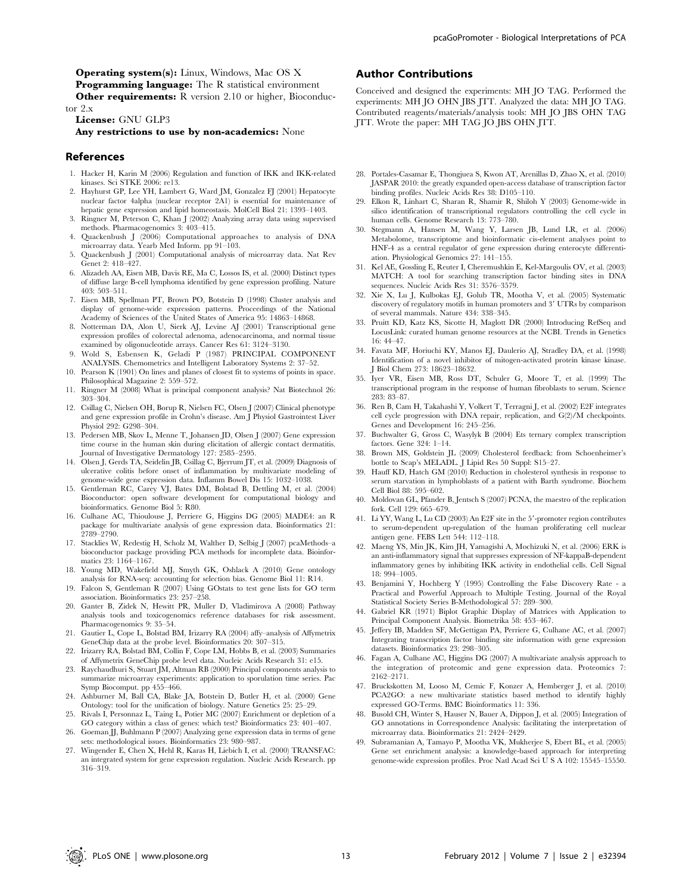**Operating system(s):** Linux, Windows, Mac OS X

**Programming language:** The R statistical environment

**Other requirements:** R version 2.10 or higher, Bioconductor 2.x

**License:** GNU GLP3

**Any restrictions to use by non-academics:** None

## Author Contributions

Conceived and designed the experiments: MH JO TAG. Performed the experiments: MH JO OHN JBS JTT. Analyzed the data: MH JO TAG. Contributed reagents/materials/analysis tools: MH JO JBS OHN TAG JTT. Wrote the paper: MH TAG JO JBS OHN JTT.

## References

1. Hacker H, Karin M (2006) Regulation and function of IKK and IKK-related kinases. Sci STKE 2006: re13.
2. Hayhurst GP, Lee YH, Lambert G, Ward JM, Gonzalez FJ (2001) Hepatocyte nuclear factor 4alpha (nuclear receptor 2A1) is essential for maintenance of hepatic gene expression and lipid homeostasis. MolCell Biol 21: 1393–1403.
3. Ringner M, Peterson C, Khan J (2002) Analyzing array data using supervised methods. Pharmacogenomics 3: 403–415.
4. Quackenbush J (2006) Computational approaches to analysis of DNA microarray data. Yearb Med Inform. pp 91–103.
5. Quackenbush J (2001) Computational analysis of microarray data. Nat Rev Genet 2: 418–427.
6. Alizadeh AA, Eisen MB, Davis RE, Ma C, Lossos IS, et al. (2000) Distinct types of diffuse large B-cell lymphoma identified by gene expression profiling. Nature 403: 503–511.
7. Eisen MB, Spellman PT, Brown PO, Botstein D (1998) Cluster analysis and display of genome-wide expression patterns. Proceedings of the National Academy of Sciences of the United States of America 95: 14863–14868.
8. Notterman DA, Alon U, Sierk AJ, Levine AJ (2001) Transcriptional gene expression profiles of colorectal adenoma, adenocarcinoma, and normal tissue examined by oligonucleotide arrays. Cancer Res 61: 3124–3130.
9. Wold S, Esbensen K, Geladi P (1987) PRINCIPAL COMPONENT ANALYSIS. Chemometrics and Intelligent Laboratory Systems 2: 37–52.
10. Pearson K (1901) On lines and planes of closest fit to systems of points in space. Philosophical Magazine 2: 559–572.
11. Ringner M (2008) What is principal component analysis? Nat Biotechnol 26: 303–304.
12. Csillag C, Nielsen OH, Borup R, Nielsen FC, Olsen J (2007) Clinical phenotype and gene expression profile in Crohn's disease. Am J Physiol Gastrointest Liver Physiol 292: G298–304.
13. Pedersen MB, Skov L, Menne T, Johansen JD, Olsen J (2007) Gene expression time course in the human skin during elicitation of allergic contact dermatitis. Journal of Investigative Dermatology 127: 2585–2595.
14. Olsen J, Gerds TA, Seidelin JB, Csillag C, Bjerrum JT, et al. (2009) Diagnosis of ulcerative colitis before onset of inflammation by multivariate modeling of genome-wide gene expression data. Inflamm Bowel Dis 15: 1032–1038.
15. Gentleman RC, Carey VJ, Bates DM, Bolstad B, Dettling M, et al. (2004) Bioconductor: open software development for computational biology and bioinformatics. Genome Biol 5: R80.
16. Culhane AC, Thioulouse J, Perriere G, Higgins DG (2005) MADE4: an R package for multivariate analysis of gene expression data. Bioinformatics 21: 2789–2790.
17. Stacklies W, Redestig H, Scholz M, Walther D, Selbig J (2007) pcaMethods–a bioconductor package providing PCA methods for incomplete data. Bioinformatics 23: 1164–1167.
18. Young MD, Wakefield MJ, Smyth GK, Oshlack A (2010) Gene ontology analysis for RNA-seq: accounting for selection bias. Genome Biol 11: R14.
19. Falcon S, Gentleman R (2007) Using GOstats to test gene lists for GO term association. Bioinformatics 23: 257–258.
20. Ganter B, Zidek N, Hewitt PR, Muller D, Vladimirova A (2008) Pathway analysis tools and toxicogenomics reference databases for risk assessment. Pharmacogenomics 9: 35–54.
21. Gautier L, Cope L, Bolstad BM, Irizarry RA (2004) affy–analysis of Affymetrix GeneChip data at the probe level. Bioinformatics 20: 307–315.
22. Irizarry RA, Bolstad BM, Collin F, Cope LM, Hobbs B, et al. (2003) Summaries of Affymetrix GeneChip probe level data. Nucleic Acids Research 31: e15.
23. Raychaudhuri S, Stuart JM, Altman RB (2000) Principal components analysis to summarize microarray experiments: application to sporulation time series. Pac Symp Biocomput. pp 455–466.
24. Ashburner M, Ball CA, Blake JA, Botstein D, Butler H, et al. (2000) Gene Ontology: tool for the unification of biology. Nature Genetics 25: 25–29.
25. Rivals I, Personnaz L, Taing L, Potier MC (2007) Enrichment or depletion of a GO category within a class of genes: which test? Bioinformatics 23: 401–407.
26. Goeman JJ, Buhlmann P (2007) Analyzing gene expression data in terms of gene sets: methodological issues. Bioinformatics 23: 980–987.
27. Wingender E, Chen X, Hehl R, Karas H, Liebich I, et al. (2000) TRANSFAC: an integrated system for gene expression regulation. Nucleic Acids Research. pp 316–319.
28. Portales-Casamar E, Thongjuea S, Kwon AT, Arenillas D, Zhao X, et al. (2010) JASPAR 2010: the greatly expanded open-access database of transcription factor binding profiles. Nucleic Acids Res 38: D105–110.
29. Elkon R, Linhart C, Sharan R, Shamir R, Shiloh Y (2003) Genome-wide in silico identification of transcriptional regulators controlling the cell cycle in human cells. Genome Research 13: 773–780.
30. Stegmann A, Hansen M, Wang Y, Larsen JB, Lund LR, et al. (2006) Metabolome, transcriptome and bioinformatic cis-element analyses point to HNF-4 as a central regulator of gene expression during enterocyte differentiation. Physiological Genomics 27: 141–155.
31. Kel AE, Gossling E, Reuter I, Cheremushkin E, Kel-Margoulis OV, et al. (2003) MATCH: A tool for searching transcription factor binding sites in DNA sequences. Nucleic Acids Res 31: 3576–3579.
32. Xie X, Lu J, Kulbokas EJ, Golub TR, Mootha V, et al. (2005) Systematic discovery of regulatory motifs in human promoters and 3′ UTRs by comparison of several mammals. Nature 434: 338–345.
33. Pruitt KD, Katz KS, Sicotte H, Maglott DR (2000) Introducing RefSeq and LocusLink: curated human genome resources at the NCBI. Trends in Genetics 16: 44–47.
34. Favata MF, Horiuchi KY, Manos EJ, Daulerio AJ, Stradley DA, et al. (1998) Identification of a novel inhibitor of mitogen-activated protein kinase kinase. J Biol Chem 273: 18623–18632.
35. Iyer VR, Eisen MB, Ross DT, Schuler G, Moore T, et al. (1999) The transcriptional program in the response of human fibroblasts to serum. Science 283: 83–87.
36. Ren B, Cam H, Takahashi Y, Volkert T, Terragni J, et al. (2002) E2F integrates cell cycle progression with DNA repair, replication, and G(2)/M checkpoints. Genes and Development 16: 245–256.
37. Buchwalter G, Gross C, Wasylyk B (2004) Ets ternary complex transcription factors. Gene 324: 1–14.
38. Brown MS, Goldstein JL (2009) Cholesterol feedback: from Schoenheimer's bottle to Scap's MELADL. J Lipid Res 50 Suppl: S15–27.
39. Hauff KD, Hatch GM (2010) Reduction in cholesterol synthesis in response to serum starvation in lymphoblasts of a patient with Barth syndrome. Biochem Cell Biol 88: 595–602.
40. Moldovan GL, Pfander B, Jentsch S (2007) PCNA, the maestro of the replication fork. Cell 129: 665–679.
41. Li YY, Wang L, Lu CD (2003) An E2F site in the 5′-promoter region contributes to serum-dependent up-regulation of the human proliferating cell nuclear antigen gene. FEBS Lett 544: 112–118.
42. Maeng YS, Min JK, Kim JH, Yamagishi A, Mochizuki N, et al. (2006) ERK is an anti-inflammatory signal that suppresses expression of NF-kappaB-dependent inflammatory genes by inhibiting IKK activity in endothelial cells. Cell Signal 18: 994–1005.
43. Benjamini Y, Hochberg Y (1995) Controlling the False Discovery Rate - a Practical and Powerful Approach to Multiple Testing. Journal of the Royal Statistical Society Series B-Methodological 57: 289–300.
44. Gabriel KR (1971) Biplot Graphic Display of Matrices with Application to Principal Component Analysis. Biometrika 58: 453–467.
45. Jeffery IB, Madden SF, McGettigan PA, Perriere G, Culhane AC, et al. (2007) Integrating transcription factor binding site information with gene expression datasets. Bioinformatics 23: 298–305.
46. Fagan A, Culhane AC, Higgins DG (2007) A multivariate analysis approach to the integration of proteomic and gene expression data. Proteomics 7: 2162–2171.
47. Bruckskotten M, Looso M, Cemic F, Konzer A, Hemberger J, et al. (2010) PCA2GO: a new multivariate statistics based method to identify highly expressed GO-Terms. BMC Bioinformatics 11: 336.
48. Busold CH, Winter S, Hauser N, Bauer A, Dippon J, et al. (2005) Integration of GO annotations in Correspondence Analysis: facilitating the interpretation of microarray data. Bioinformatics 21: 2424–2429.
49. Subramanian A, Tamayo P, Mootha VK, Mukherjee S, Ebert BL, et al. (2005) Gene set enrichment analysis: a knowledge-based approach for interpreting genome-wide expression profiles. Proc Natl Acad Sci U S A 102: 15545–15550.